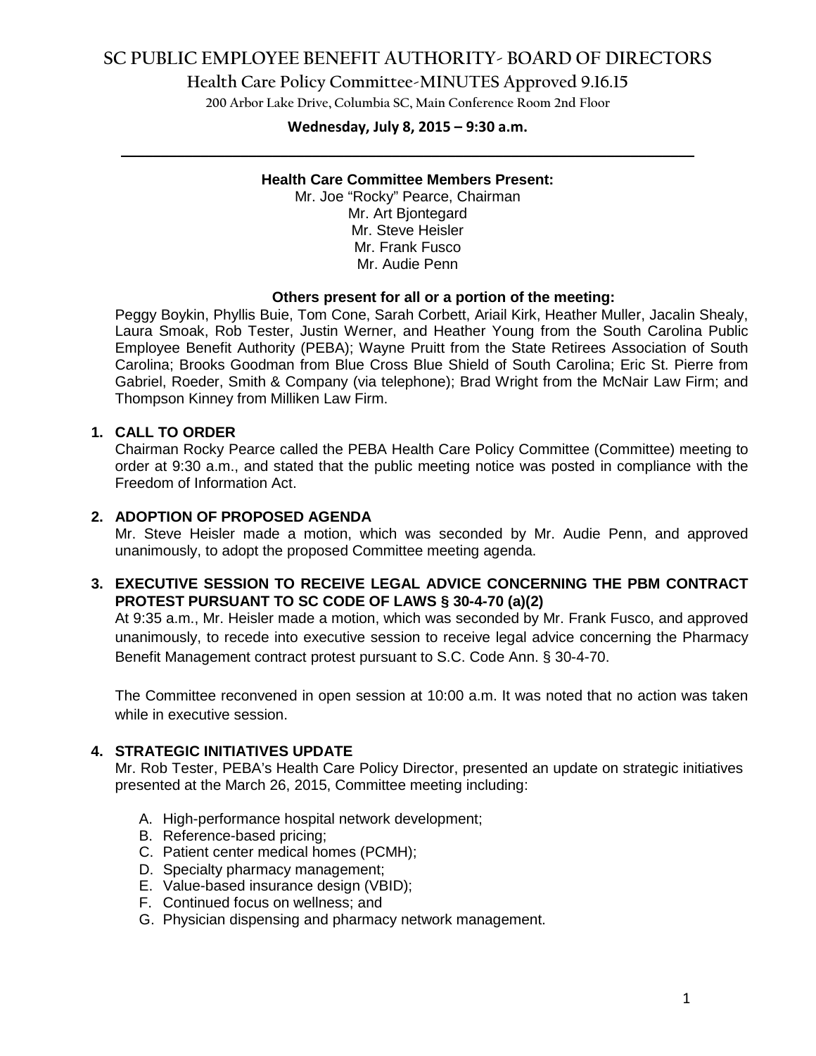# SC PUBLIC EMPLOYEE BENEFIT AUTHORITY- BOARD OF DIRECTORS

## Health Care Policy Committee-MINUTES Approved 9.16.15

200 Arbor Lake Drive, Columbia SC, Main Conference Room 2nd Floor

**Wednesday, July 8, 2015 – 9:30 a.m.**

---

**Health Care Committee Members Present:**

Mr. Joe "Rocky" Pearce, Chairman
Mr. Art Bjontegard
Mr. Steve Heisler
Mr. Frank Fusco
Mr. Audie Penn

**Others present for all or a portion of the meeting:**

Peggy Boykin, Phyllis Buie, Tom Cone, Sarah Corbett, Ariail Kirk, Heather Muller, Jacalin Shealy, Laura Smoak, Rob Tester, Justin Werner, and Heather Young from the South Carolina Public Employee Benefit Authority (PEBA); Wayne Pruitt from the State Retirees Association of South Carolina; Brooks Goodman from Blue Cross Blue Shield of South Carolina; Eric St. Pierre from Gabriel, Roeder, Smith & Company (via telephone); Brad Wright from the McNair Law Firm; and Thompson Kinney from Milliken Law Firm.

**1. CALL TO ORDER**

Chairman Rocky Pearce called the PEBA Health Care Policy Committee (Committee) meeting to order at 9:30 a.m., and stated that the public meeting notice was posted in compliance with the Freedom of Information Act.

**2. ADOPTION OF PROPOSED AGENDA**

Mr. Steve Heisler made a motion, which was seconded by Mr. Audie Penn, and approved unanimously, to adopt the proposed Committee meeting agenda.

**3. EXECUTIVE SESSION TO RECEIVE LEGAL ADVICE CONCERNING THE PBM CONTRACT PROTEST PURSUANT TO SC CODE OF LAWS § 30-4-70 (a)(2)**

At 9:35 a.m., Mr. Heisler made a motion, which was seconded by Mr. Frank Fusco, and approved unanimously, to recede into executive session to receive legal advice concerning the Pharmacy Benefit Management contract protest pursuant to S.C. Code Ann. § 30-4-70.

The Committee reconvened in open session at 10:00 a.m. It was noted that no action was taken while in executive session.

**4. STRATEGIC INITIATIVES UPDATE**

Mr. Rob Tester, PEBA's Health Care Policy Director, presented an update on strategic initiatives presented at the March 26, 2015, Committee meeting including:

A. High-performance hospital network development;
B. Reference-based pricing;
C. Patient center medical homes (PCMH);
D. Specialty pharmacy management;
E. Value-based insurance design (VBID);
F. Continued focus on wellness; and
G. Physician dispensing and pharmacy network management.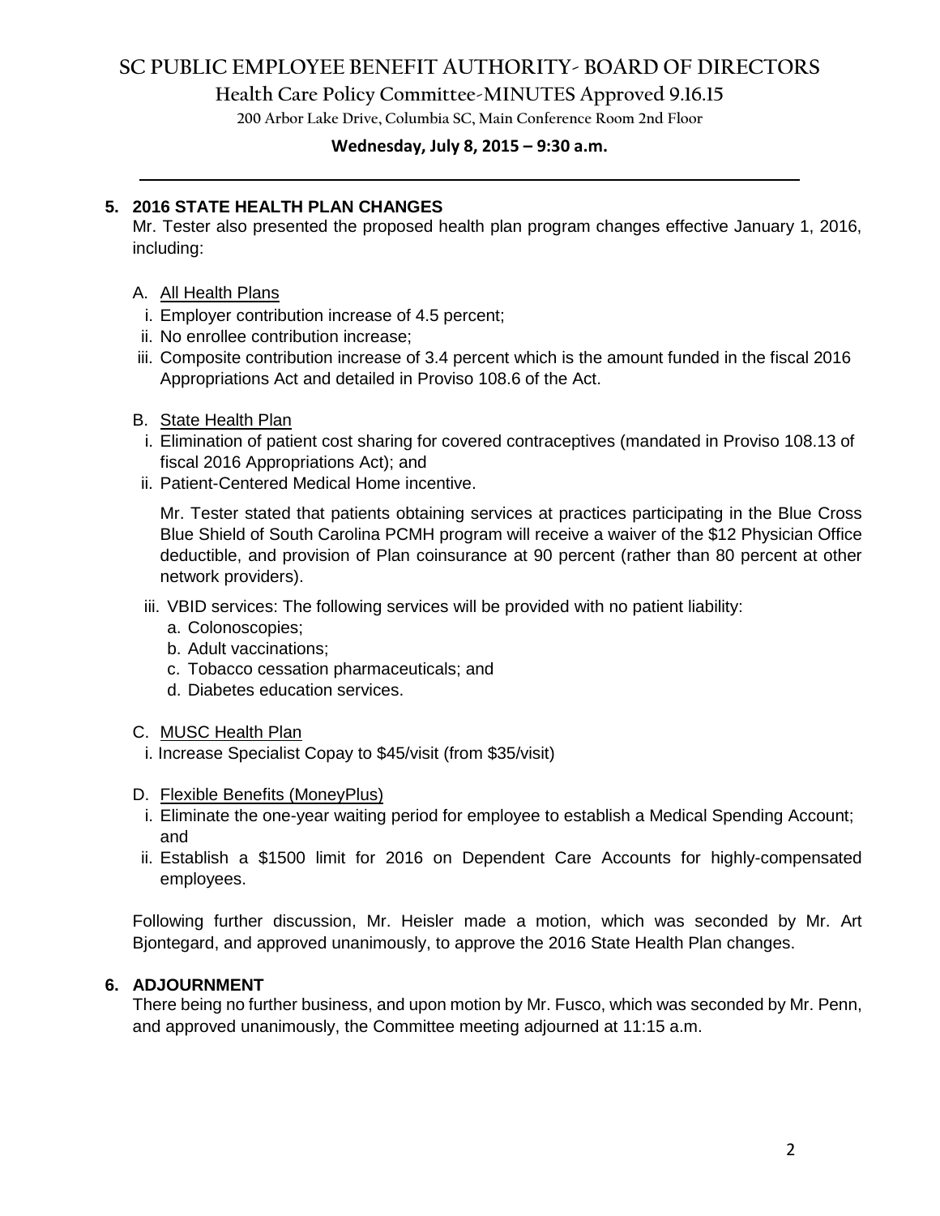## 5. 2016 STATE HEALTH PLAN CHANGES

Mr. Tester also presented the proposed health plan program changes effective January 1, 2016, including:

A. All Health Plans
   i. Employer contribution increase of 4.5 percent;
   ii. No enrollee contribution increase;
   iii. Composite contribution increase of 3.4 percent which is the amount funded in the fiscal 2016 Appropriations Act and detailed in Proviso 108.6 of the Act.

B. State Health Plan
   i. Elimination of patient cost sharing for covered contraceptives (mandated in Proviso 108.13 of fiscal 2016 Appropriations Act); and
   ii. Patient-Centered Medical Home incentive.

   Mr. Tester stated that patients obtaining services at practices participating in the Blue Cross Blue Shield of South Carolina PCMH program will receive a waiver of the $12 Physician Office deductible, and provision of Plan coinsurance at 90 percent (rather than 80 percent at other network providers).

   iii. VBID services: The following services will be provided with no patient liability:
      a. Colonoscopies;
      b. Adult vaccinations;
      c. Tobacco cessation pharmaceuticals; and
      d. Diabetes education services.

C. MUSC Health Plan
   i. Increase Specialist Copay to $45/visit (from $35/visit)

D. Flexible Benefits (MoneyPlus)
   i. Eliminate the one-year waiting period for employee to establish a Medical Spending Account; and
   ii. Establish a $1500 limit for 2016 on Dependent Care Accounts for highly-compensated employees.

Following further discussion, Mr. Heisler made a motion, which was seconded by Mr. Art Bjontegard, and approved unanimously, to approve the 2016 State Health Plan changes.

## 6. ADJOURNMENT

There being no further business, and upon motion by Mr. Fusco, which was seconded by Mr. Penn, and approved unanimously, the Committee meeting adjourned at 11:15 a.m.